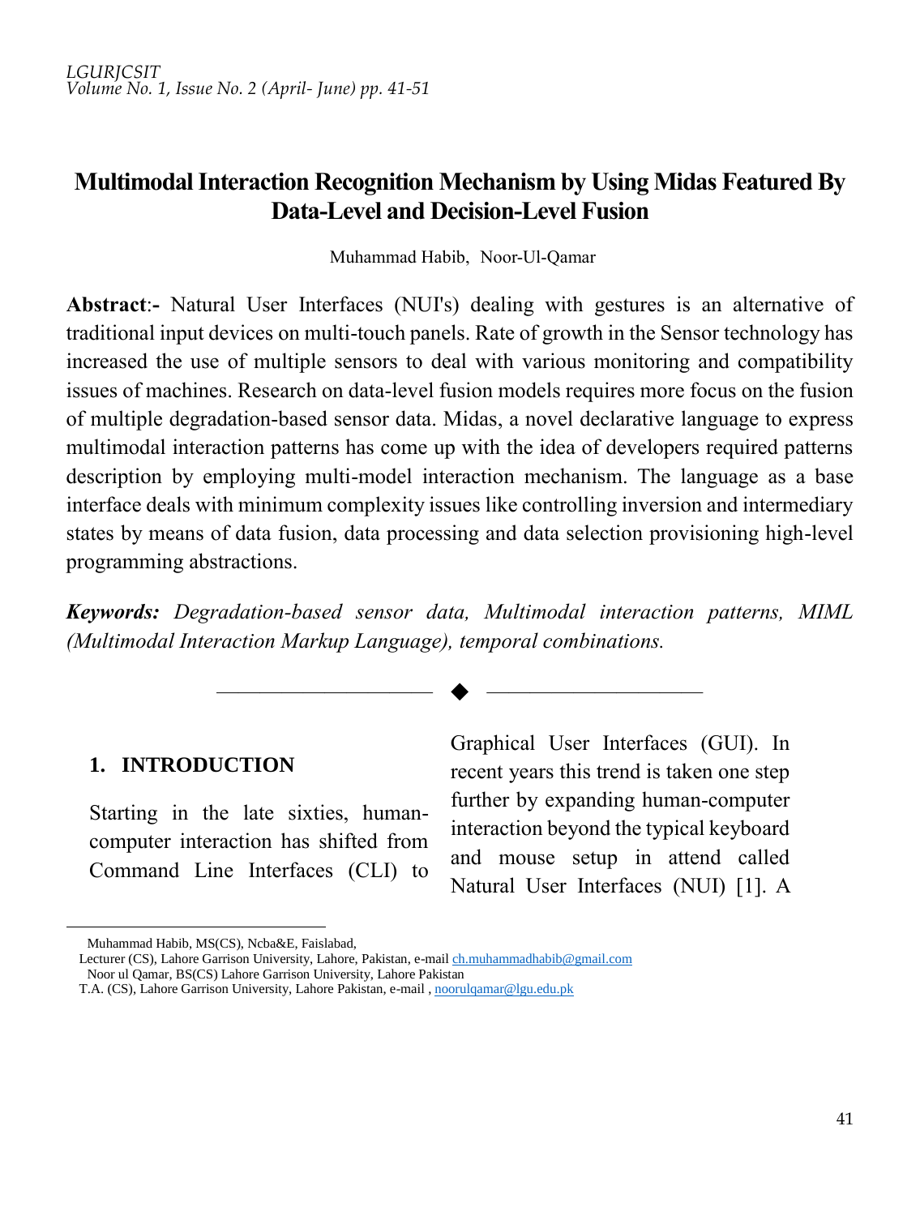# Multimodal Interaction Recognition Mechanism by Using Midas Featured By Data-Level and Decision-Level Fusion

Muhammad Habib, Noor-Ul-Qamar

**Abstract**:- Natural User Interfaces (NUI's) dealing with gestures is an alternative of traditional input devices on multi-touch panels. Rate of growth in the Sensor technology has increased the use of multiple sensors to deal with various monitoring and compatibility issues of machines. Research on data-level fusion models requires more focus on the fusion of multiple degradation-based sensor data. Midas, a novel declarative language to express multimodal interaction patterns has come up with the idea of developers required patterns description by employing multi-model interaction mechanism. The language as a base interface deals with minimum complexity issues like controlling inversion and intermediary states by means of data fusion, data processing and data selection provisioning high-level programming abstractions.

***Keywords:*** *Degradation-based sensor data, Multimodal interaction patterns, MIML (Multimodal Interaction Markup Language), temporal combinations.*

## 1. INTRODUCTION

Starting in the late sixties, human-computer interaction has shifted from Command Line Interfaces (CLI) to Graphical User Interfaces (GUI). In recent years this trend is taken one step further by expanding human-computer interaction beyond the typical keyboard and mouse setup in attend called Natural User Interfaces (NUI) [1]. A

---

Muhammad Habib, MS(CS), Ncba&E, Faislabad,
Lecturer (CS), Lahore Garrison University, Lahore, Pakistan, e-mail ch.muhammadhabib@gmail.com
Noor ul Qamar, BS(CS) Lahore Garrison University, Lahore Pakistan
T.A. (CS), Lahore Garrison University, Lahore Pakistan, e-mail , noorulqamar@lgu.edu.pk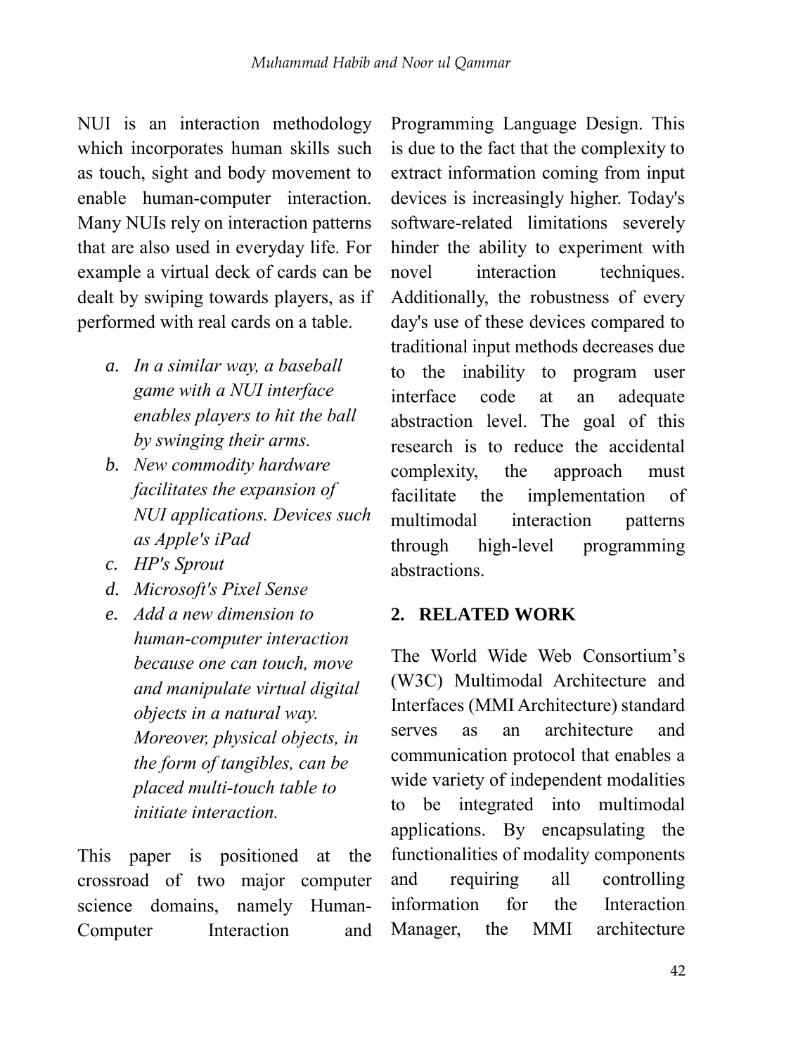NUI is an interaction methodology which incorporates human skills such as touch, sight and body movement to enable human-computer interaction. Many NUIs rely on interaction patterns that are also used in everyday life. For example a virtual deck of cards can be dealt by swiping towards players, as if performed with real cards on a table.

a. *In a similar way, a baseball game with a NUI interface enables players to hit the ball by swinging their arms.*
b. *New commodity hardware facilitates the expansion of NUI applications. Devices such as Apple's iPad*
c. *HP's Sprout*
d. *Microsoft's Pixel Sense*
e. *Add a new dimension to human-computer interaction because one can touch, move and manipulate virtual digital objects in a natural way. Moreover, physical objects, in the form of tangibles, can be placed multi-touch table to initiate interaction.*

This paper is positioned at the crossroad of two major computer science domains, namely Human-Computer Interaction and Programming Language Design. This is due to the fact that the complexity to extract information coming from input devices is increasingly higher. Today's software-related limitations severely hinder the ability to experiment with novel interaction techniques. Additionally, the robustness of every day's use of these devices compared to traditional input methods decreases due to the inability to program user interface code at an adequate abstraction level. The goal of this research is to reduce the accidental complexity, the approach must facilitate the implementation of multimodal interaction patterns through high-level programming abstractions.

## 2. RELATED WORK

The World Wide Web Consortium's (W3C) Multimodal Architecture and Interfaces (MMI Architecture) standard serves as an architecture and communication protocol that enables a wide variety of independent modalities to be integrated into multimodal applications. By encapsulating the functionalities of modality components and requiring all controlling information for the Interaction Manager, the MMI architecture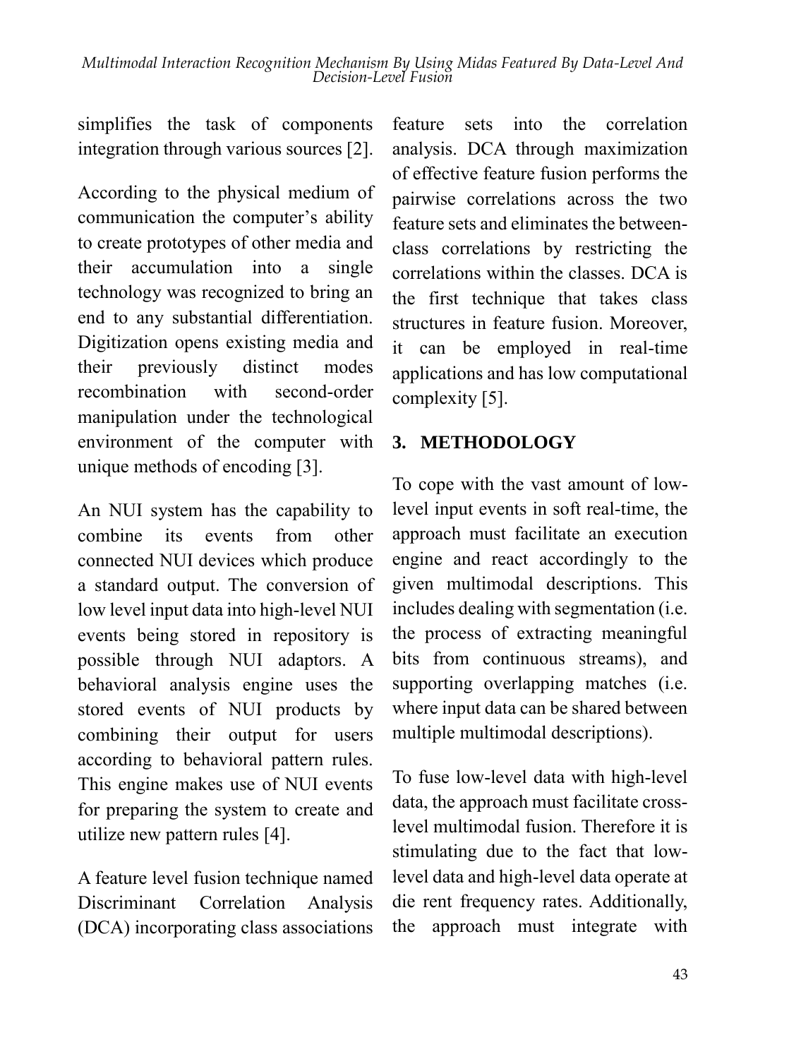simplifies the task of components integration through various sources [2].

According to the physical medium of communication the computer's ability to create prototypes of other media and their accumulation into a single technology was recognized to bring an end to any substantial differentiation. Digitization opens existing media and their previously distinct modes recombination with second-order manipulation under the technological environment of the computer with unique methods of encoding [3].

An NUI system has the capability to combine its events from other connected NUI devices which produce a standard output. The conversion of low level input data into high-level NUI events being stored in repository is possible through NUI adaptors. A behavioral analysis engine uses the stored events of NUI products by combining their output for users according to behavioral pattern rules. This engine makes use of NUI events for preparing the system to create and utilize new pattern rules [4].

A feature level fusion technique named Discriminant Correlation Analysis (DCA) incorporating class associations feature sets into the correlation analysis. DCA through maximization of effective feature fusion performs the pairwise correlations across the two feature sets and eliminates the between-class correlations by restricting the correlations within the classes. DCA is the first technique that takes class structures in feature fusion. Moreover, it can be employed in real-time applications and has low computational complexity [5].

## 3. METHODOLOGY

To cope with the vast amount of low-level input events in soft real-time, the approach must facilitate an execution engine and react accordingly to the given multimodal descriptions. This includes dealing with segmentation (i.e. the process of extracting meaningful bits from continuous streams), and supporting overlapping matches (i.e. where input data can be shared between multiple multimodal descriptions).

To fuse low-level data with high-level data, the approach must facilitate cross-level multimodal fusion. Therefore it is stimulating due to the fact that low-level data and high-level data operate at die rent frequency rates. Additionally, the approach must integrate with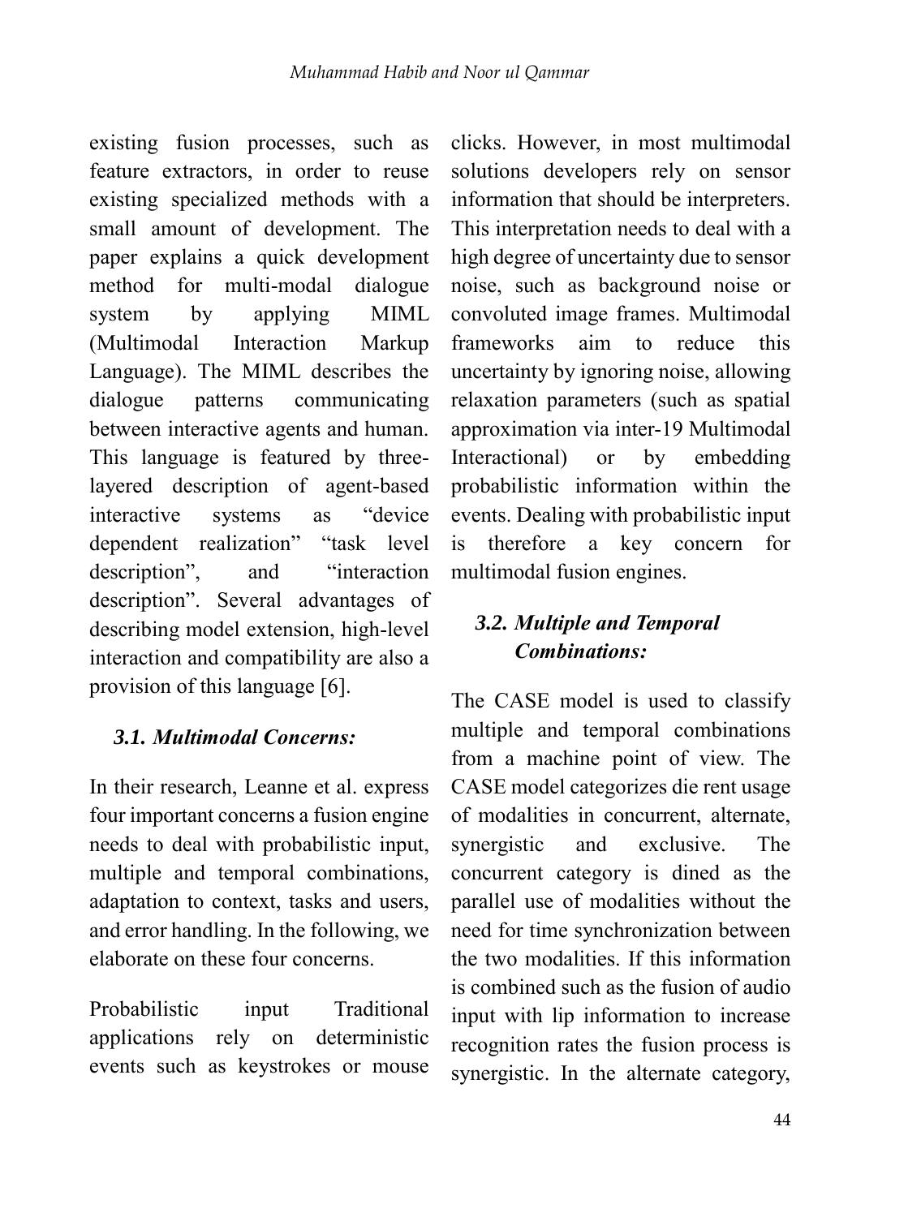existing fusion processes, such as feature extractors, in order to reuse existing specialized methods with a small amount of development. The paper explains a quick development method for multi-modal dialogue system by applying MIML (Multimodal Interaction Markup Language). The MIML describes the dialogue patterns communicating between interactive agents and human. This language is featured by three-layered description of agent-based interactive systems as "device dependent realization" "task level description", and "interaction description". Several advantages of describing model extension, high-level interaction and compatibility are also a provision of this language [6].

### *3.1. Multimodal Concerns:*

In their research, Leanne et al. express four important concerns a fusion engine needs to deal with probabilistic input, multiple and temporal combinations, adaptation to context, tasks and users, and error handling. In the following, we elaborate on these four concerns.

Probabilistic input Traditional applications rely on deterministic events such as keystrokes or mouse clicks. However, in most multimodal solutions developers rely on sensor information that should be interpreters. This interpretation needs to deal with a high degree of uncertainty due to sensor noise, such as background noise or convoluted image frames. Multimodal frameworks aim to reduce this uncertainty by ignoring noise, allowing relaxation parameters (such as spatial approximation via inter-19 Multimodal Interactional) or by embedding probabilistic information within the events. Dealing with probabilistic input is therefore a key concern for multimodal fusion engines.

### *3.2. Multiple and Temporal Combinations:*

The CASE model is used to classify multiple and temporal combinations from a machine point of view. The CASE model categorizes die rent usage of modalities in concurrent, alternate, synergistic and exclusive. The concurrent category is dined as the parallel use of modalities without the need for time synchronization between the two modalities. If this information is combined such as the fusion of audio input with lip information to increase recognition rates the fusion process is synergistic. In the alternate category,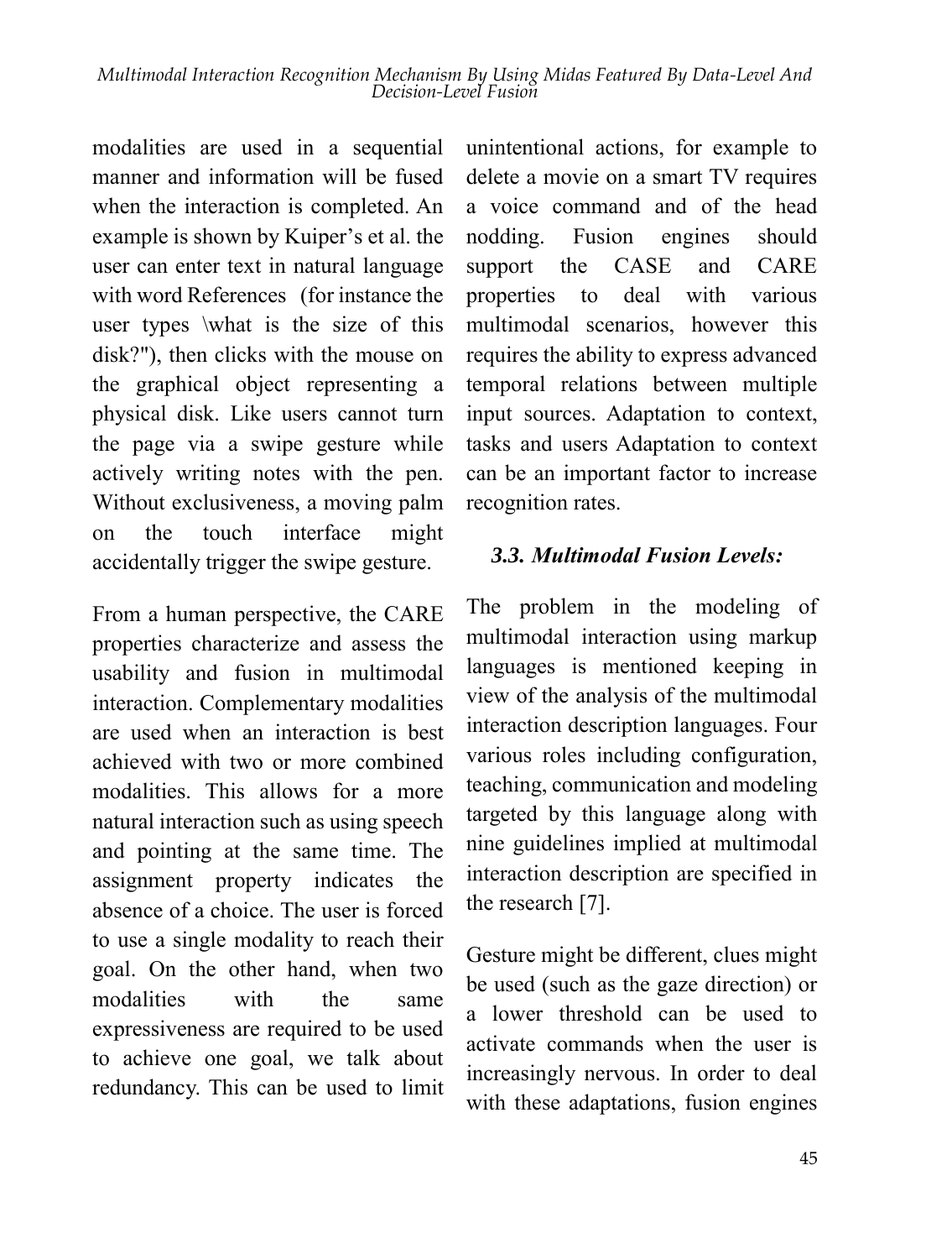modalities are used in a sequential manner and information will be fused when the interaction is completed. An example is shown by Kuiper's et al. the user can enter text in natural language with word References (for instance the user types \what is the size of this disk?"), then clicks with the mouse on the graphical object representing a physical disk. Like users cannot turn the page via a swipe gesture while actively writing notes with the pen. Without exclusiveness, a moving palm on the touch interface might accidentally trigger the swipe gesture.

From a human perspective, the CARE properties characterize and assess the usability and fusion in multimodal interaction. Complementary modalities are used when an interaction is best achieved with two or more combined modalities. This allows for a more natural interaction such as using speech and pointing at the same time. The assignment property indicates the absence of a choice. The user is forced to use a single modality to reach their goal. On the other hand, when two modalities with the same expressiveness are required to be used to achieve one goal, we talk about redundancy. This can be used to limit unintentional actions, for example to delete a movie on a smart TV requires a voice command and of the head nodding. Fusion engines should support the CASE and CARE properties to deal with various multimodal scenarios, however this requires the ability to express advanced temporal relations between multiple input sources. Adaptation to context, tasks and users Adaptation to context can be an important factor to increase recognition rates.

### *3.3. Multimodal Fusion Levels:*

The problem in the modeling of multimodal interaction using markup languages is mentioned keeping in view of the analysis of the multimodal interaction description languages. Four various roles including configuration, teaching, communication and modeling targeted by this language along with nine guidelines implied at multimodal interaction description are specified in the research [7].

Gesture might be different, clues might be used (such as the gaze direction) or a lower threshold can be used to activate commands when the user is increasingly nervous. In order to deal with these adaptations, fusion engines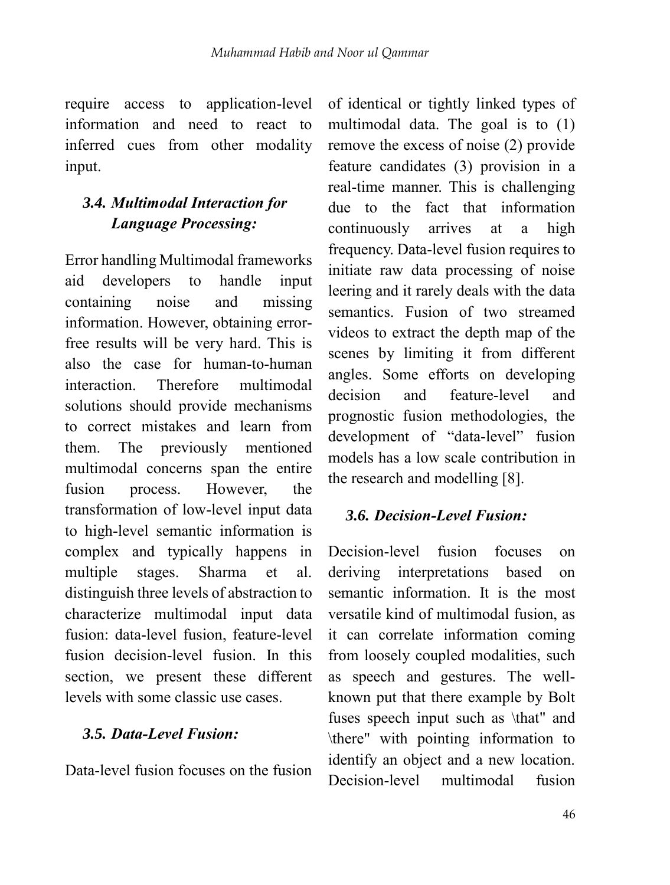require access to application-level information and need to react to inferred cues from other modality input.

### *3.4. Multimodal Interaction for Language Processing:*

Error handling Multimodal frameworks aid developers to handle input containing noise and missing information. However, obtaining error-free results will be very hard. This is also the case for human-to-human interaction. Therefore multimodal solutions should provide mechanisms to correct mistakes and learn from them. The previously mentioned multimodal concerns span the entire fusion process. However, the transformation of low-level input data to high-level semantic information is complex and typically happens in multiple stages. Sharma et al. distinguish three levels of abstraction to characterize multimodal input data fusion: data-level fusion, feature-level fusion decision-level fusion. In this section, we present these different levels with some classic use cases.

### *3.5. Data-Level Fusion:*

Data-level fusion focuses on the fusion of identical or tightly linked types of multimodal data. The goal is to (1) remove the excess of noise (2) provide feature candidates (3) provision in a real-time manner. This is challenging due to the fact that information continuously arrives at a high frequency. Data-level fusion requires to initiate raw data processing of noise leering and it rarely deals with the data semantics. Fusion of two streamed videos to extract the depth map of the scenes by limiting it from different angles. Some efforts on developing decision and feature-level and prognostic fusion methodologies, the development of "data-level" fusion models has a low scale contribution in the research and modelling [8].

### *3.6. Decision-Level Fusion:*

Decision-level fusion focuses on deriving interpretations based on semantic information. It is the most versatile kind of multimodal fusion, as it can correlate information coming from loosely coupled modalities, such as speech and gestures. The well-known put that there example by Bolt fuses speech input such as \that" and \there" with pointing information to identify an object and a new location. Decision-level multimodal fusion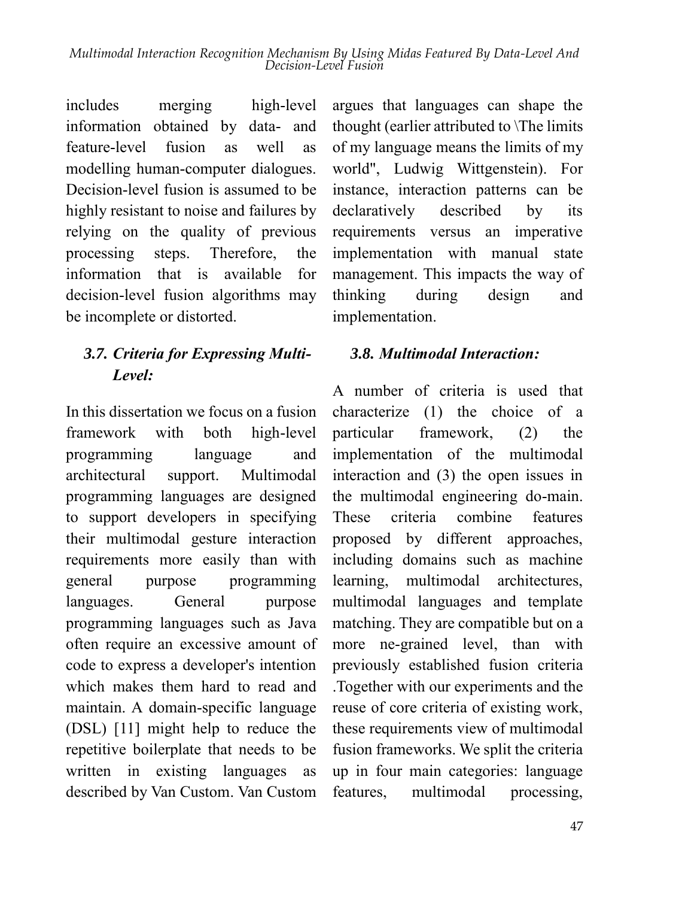includes merging high-level information obtained by data- and feature-level fusion as well as modelling human-computer dialogues. Decision-level fusion is assumed to be highly resistant to noise and failures by relying on the quality of previous processing steps. Therefore, the information that is available for decision-level fusion algorithms may be incomplete or distorted.

### *3.7. Criteria for Expressing Multi-Level:*

In this dissertation we focus on a fusion framework with both high-level programming language and architectural support. Multimodal programming languages are designed to support developers in specifying their multimodal gesture interaction requirements more easily than with general purpose programming languages. General purpose programming languages such as Java often require an excessive amount of code to express a developer's intention which makes them hard to read and maintain. A domain-specific language (DSL) [11] might help to reduce the repetitive boilerplate that needs to be written in existing languages as described by Van Custom. Van Custom argues that languages can shape the thought (earlier attributed to \The limits of my language means the limits of my world", Ludwig Wittgenstein). For instance, interaction patterns can be declaratively described by its requirements versus an imperative implementation with manual state management. This impacts the way of thinking during design and implementation.

### *3.8. Multimodal Interaction:*

A number of criteria is used that characterize (1) the choice of a particular framework, (2) the implementation of the multimodal interaction and (3) the open issues in the multimodal engineering do-main. These criteria combine features proposed by different approaches, including domains such as machine learning, multimodal architectures, multimodal languages and template matching. They are compatible but on a more ne-grained level, than with previously established fusion criteria .Together with our experiments and the reuse of core criteria of existing work, these requirements view of multimodal fusion frameworks. We split the criteria up in four main categories: language features, multimodal processing,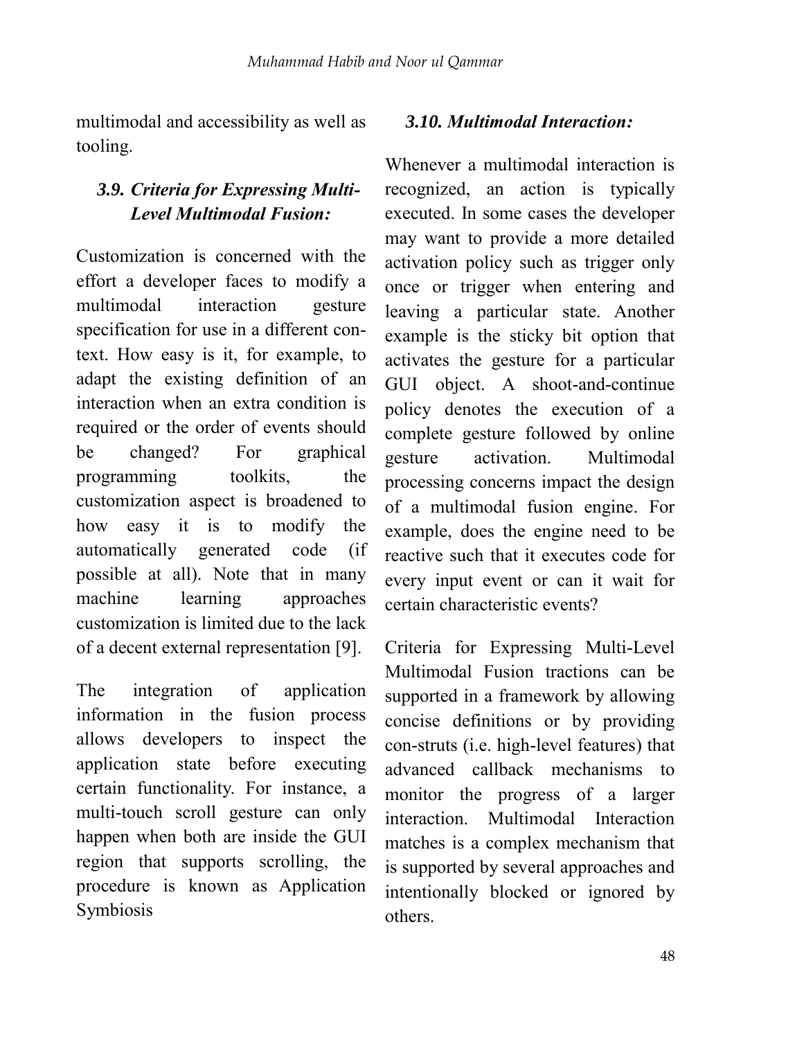multimodal and accessibility as well as tooling.

### *3.9. Criteria for Expressing Multi-Level Multimodal Fusion:*

Customization is concerned with the effort a developer faces to modify a multimodal interaction gesture specification for use in a different con-text. How easy is it, for example, to adapt the existing definition of an interaction when an extra condition is required or the order of events should be changed? For graphical programming toolkits, the customization aspect is broadened to how easy it is to modify the automatically generated code (if possible at all). Note that in many machine learning approaches customization is limited due to the lack of a decent external representation [9].

The integration of application information in the fusion process allows developers to inspect the application state before executing certain functionality. For instance, a multi-touch scroll gesture can only happen when both are inside the GUI region that supports scrolling, the procedure is known as Application Symbiosis

### *3.10. Multimodal Interaction:*

Whenever a multimodal interaction is recognized, an action is typically executed. In some cases the developer may want to provide a more detailed activation policy such as trigger only once or trigger when entering and leaving a particular state. Another example is the sticky bit option that activates the gesture for a particular GUI object. A shoot-and-continue policy denotes the execution of a complete gesture followed by online gesture activation. Multimodal processing concerns impact the design of a multimodal fusion engine. For example, does the engine need to be reactive such that it executes code for every input event or can it wait for certain characteristic events?

Criteria for Expressing Multi-Level Multimodal Fusion tractions can be supported in a framework by allowing concise definitions or by providing con-struts (i.e. high-level features) that advanced callback mechanisms to monitor the progress of a larger interaction. Multimodal Interaction matches is a complex mechanism that is supported by several approaches and intentionally blocked or ignored by others.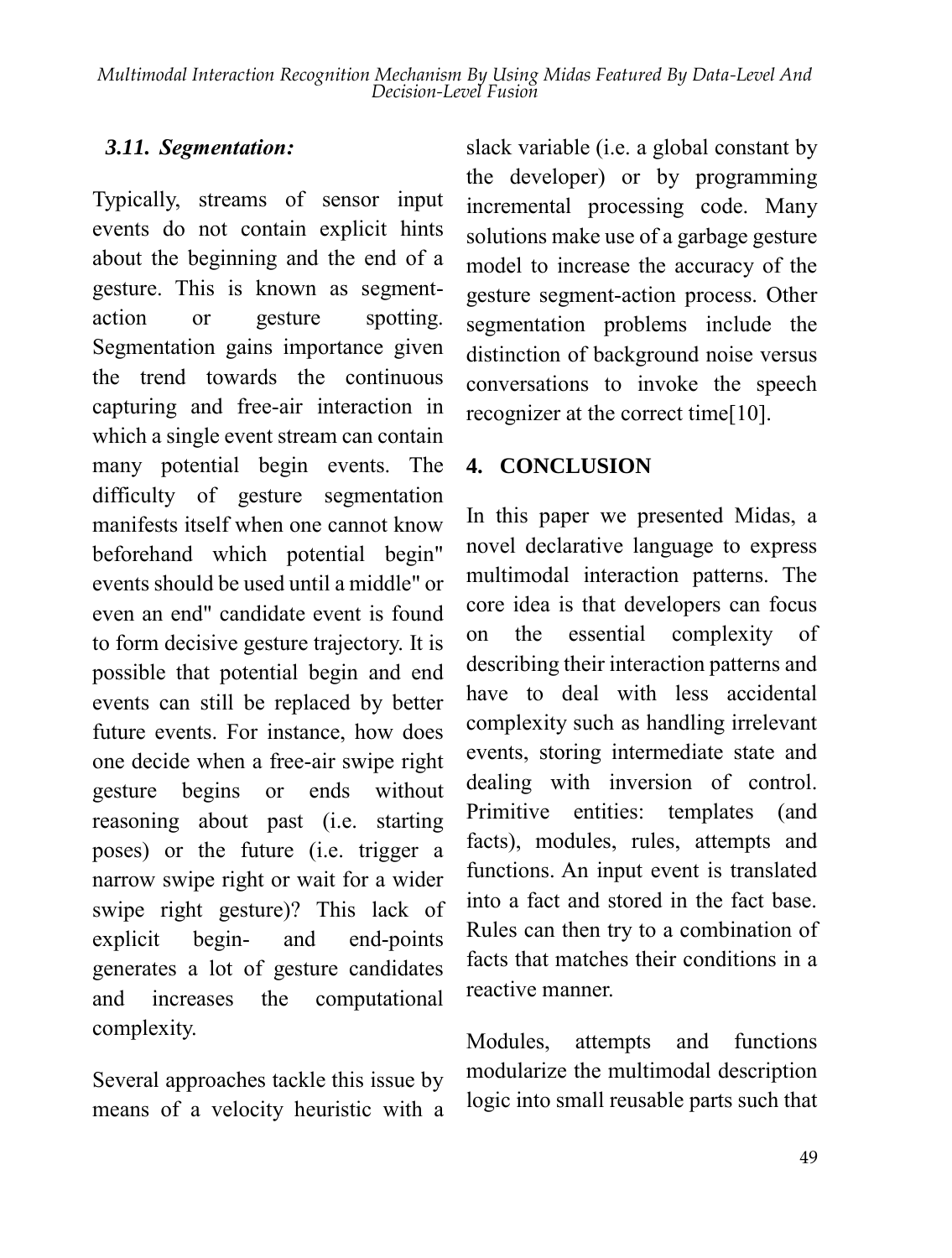### *3.11. Segmentation:*

Typically, streams of sensor input events do not contain explicit hints about the beginning and the end of a gesture. This is known as segment-action or gesture spotting. Segmentation gains importance given the trend towards the continuous capturing and free-air interaction in which a single event stream can contain many potential begin events. The difficulty of gesture segmentation manifests itself when one cannot know beforehand which potential begin" events should be used until a middle" or even an end" candidate event is found to form decisive gesture trajectory. It is possible that potential begin and end events can still be replaced by better future events. For instance, how does one decide when a free-air swipe right gesture begins or ends without reasoning about past (i.e. starting poses) or the future (i.e. trigger a narrow swipe right or wait for a wider swipe right gesture)? This lack of explicit begin- and end-points generates a lot of gesture candidates and increases the computational complexity.

Several approaches tackle this issue by means of a velocity heuristic with a slack variable (i.e. a global constant by the developer) or by programming incremental processing code. Many solutions make use of a garbage gesture model to increase the accuracy of the gesture segment-action process. Other segmentation problems include the distinction of background noise versus conversations to invoke the speech recognizer at the correct time[10].

## 4. CONCLUSION

In this paper we presented Midas, a novel declarative language to express multimodal interaction patterns. The core idea is that developers can focus on the essential complexity of describing their interaction patterns and have to deal with less accidental complexity such as handling irrelevant events, storing intermediate state and dealing with inversion of control. Primitive entities: templates (and facts), modules, rules, attempts and functions. An input event is translated into a fact and stored in the fact base. Rules can then try to a combination of facts that matches their conditions in a reactive manner.

Modules, attempts and functions modularize the multimodal description logic into small reusable parts such that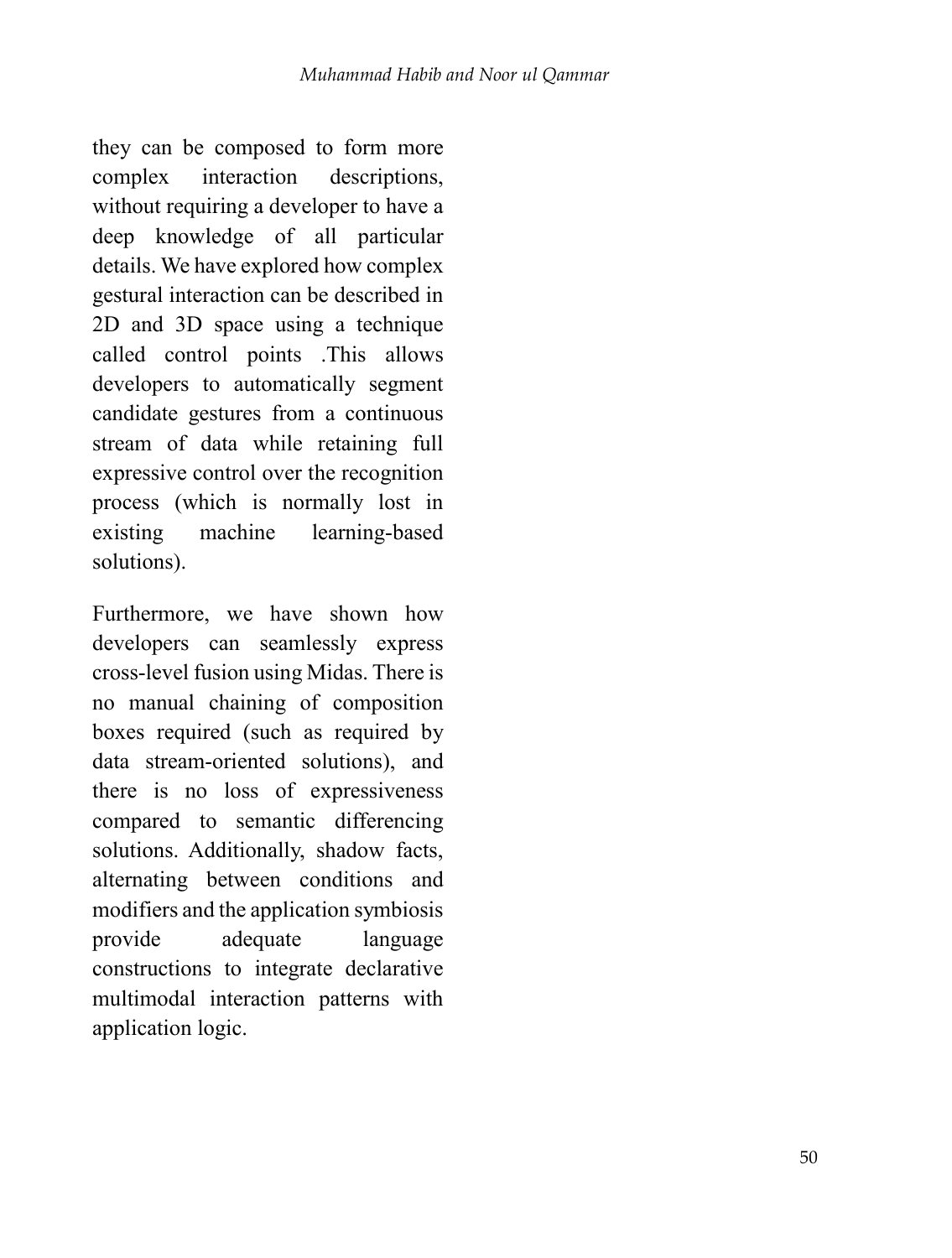they can be composed to form more complex interaction descriptions, without requiring a developer to have a deep knowledge of all particular details. We have explored how complex gestural interaction can be described in 2D and 3D space using a technique called control points .This allows developers to automatically segment candidate gestures from a continuous stream of data while retaining full expressive control over the recognition process (which is normally lost in existing machine learning-based solutions).

Furthermore, we have shown how developers can seamlessly express cross-level fusion using Midas. There is no manual chaining of composition boxes required (such as required by data stream-oriented solutions), and there is no loss of expressiveness compared to semantic differencing solutions. Additionally, shadow facts, alternating between conditions and modifiers and the application symbiosis provide adequate language constructions to integrate declarative multimodal interaction patterns with application logic.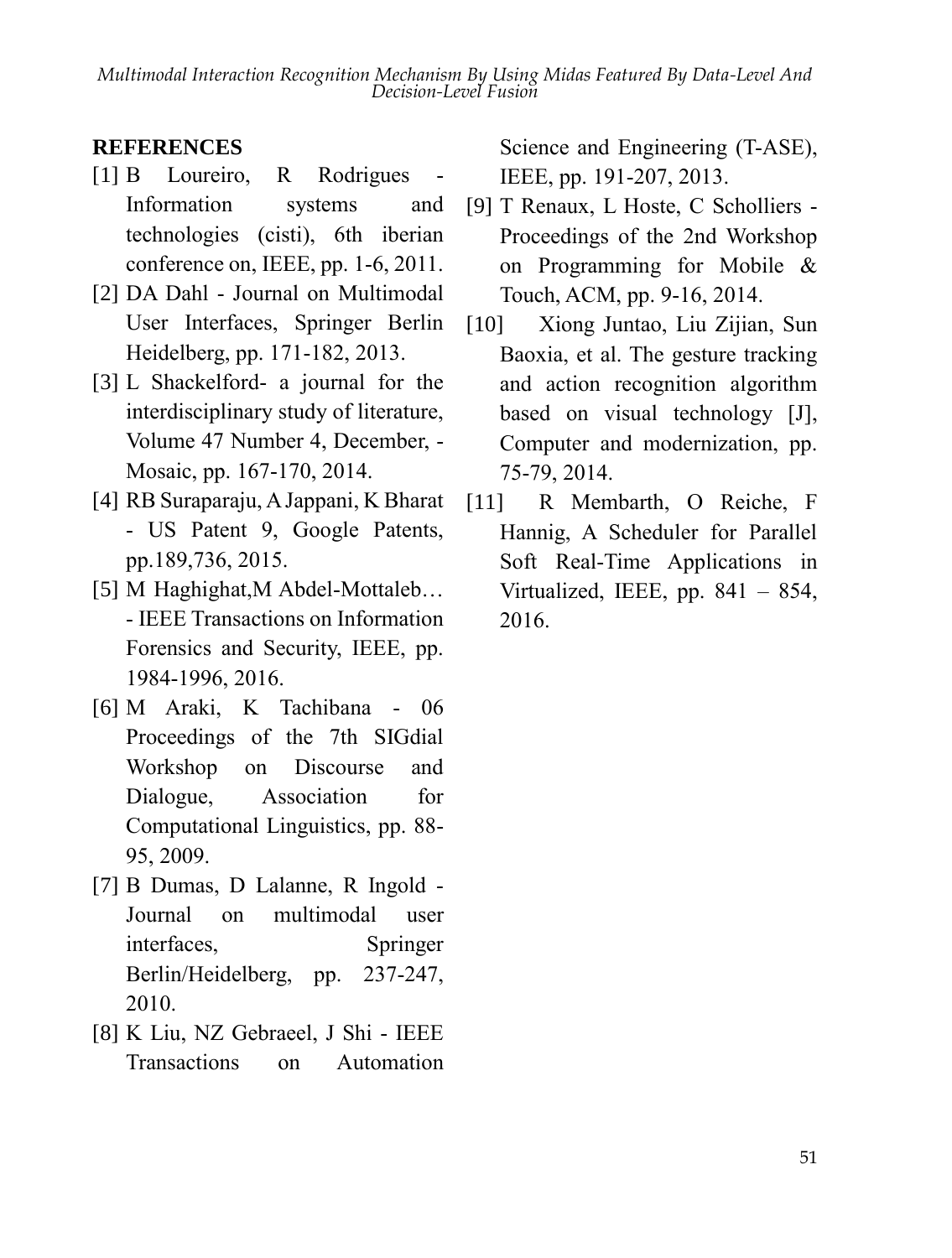## REFERENCES

[1] B Loureiro, R Rodrigues - Information systems and technologies (cisti), 6th iberian conference on, IEEE, pp. 1-6, 2011.

[2] DA Dahl - Journal on Multimodal User Interfaces, Springer Berlin Heidelberg, pp. 171-182, 2013.

[3] L Shackelford- a journal for the interdisciplinary study of literature, Volume 47 Number 4, December, - Mosaic, pp. 167-170, 2014.

[4] RB Suraparaju, A Jappani, K Bharat - US Patent 9, Google Patents, pp.189,736, 2015.

[5] M Haghighat,M Abdel-Mottaleb… - IEEE Transactions on Information Forensics and Security, IEEE, pp. 1984-1996, 2016.

[6] M Araki, K Tachibana - 06 Proceedings of the 7th SIGdial Workshop on Discourse and Dialogue, Association for Computational Linguistics, pp. 88-95, 2009.

[7] B Dumas, D Lalanne, R Ingold - Journal on multimodal user interfaces, Springer Berlin/Heidelberg, pp. 237-247, 2010.

[8] K Liu, NZ Gebraeel, J Shi - IEEE Transactions on Automation Science and Engineering (T-ASE), IEEE, pp. 191-207, 2013.

[9] T Renaux, L Hoste, C Scholliers - Proceedings of the 2nd Workshop on Programming for Mobile & Touch, ACM, pp. 9-16, 2014.

[10] Xiong Juntao, Liu Zijian, Sun Baoxia, et al. The gesture tracking and action recognition algorithm based on visual technology [J], Computer and modernization, pp. 75-79, 2014.

[11] R Membarth, O Reiche, F Hannig, A Scheduler for Parallel Soft Real-Time Applications in Virtualized, IEEE, pp. 841 – 854, 2016.